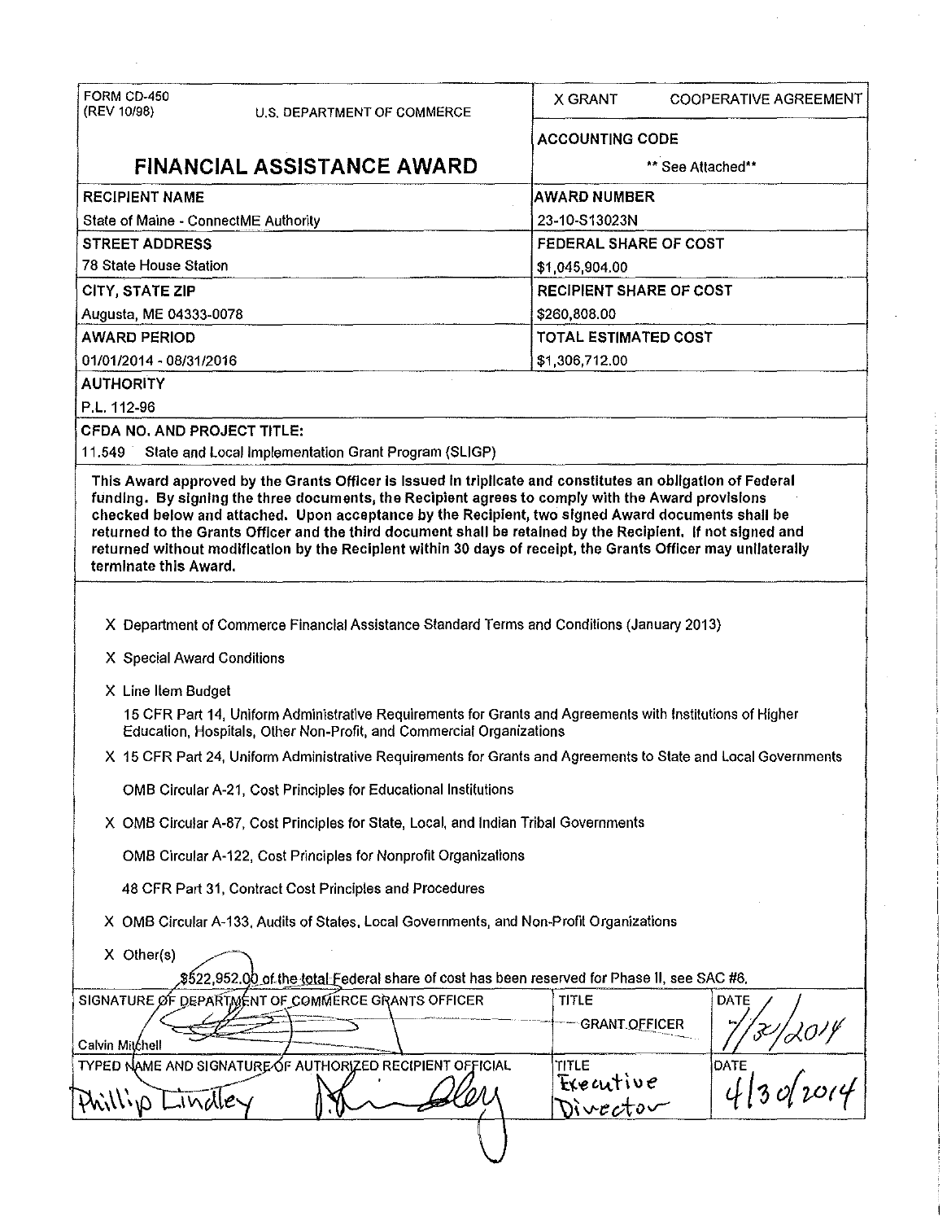| FORM CD-450 (REV 10/98) U.S. DEPARTMENT OF COMMERCE | X GRANT COOPERATIVE AGREEMENT |
|---|---|
| **FINANCIAL ASSISTANCE AWARD** | ACCOUNTING CODE<br>** See Attached** |
| RECIPIENT NAME<br>State of Maine - ConnectME Authority | AWARD NUMBER<br>23-10-S13023N |
| STREET ADDRESS<br>78 State House Station | FEDERAL SHARE OF COST<br>$1,045,904.00 |
| CITY, STATE ZIP<br>Augusta, ME 04333-0078 | RECIPIENT SHARE OF COST<br>$260,808.00 |
| AWARD PERIOD<br>01/01/2014 - 08/31/2016 | TOTAL ESTIMATED COST<br>$1,306,712.00 |

AUTHORITY

P.L. 112-96

CFDA NO. AND PROJECT TITLE:

11.549 State and Local Implementation Grant Program (SLIGP)

**This Award approved by the Grants Officer is issued in triplicate and constitutes an obligation of Federal funding. By signing the three documents, the Recipient agrees to comply with the Award provisions checked below and attached. Upon acceptance by the Recipient, two signed Award documents shall be returned to the Grants Officer and the third document shall be retained by the Recipient. If not signed and returned without modification by the Recipient within 30 days of receipt, the Grants Officer may unilaterally terminate this Award.**

- X Department of Commerce Financial Assistance Standard Terms and Conditions (January 2013)
- X Special Award Conditions
- X Line Item Budget
- 15 CFR Part 14, Uniform Administrative Requirements for Grants and Agreements with Institutions of Higher Education, Hospitals, Other Non-Profit, and Commercial Organizations
- X 15 CFR Part 24, Uniform Administrative Requirements for Grants and Agreements to State and Local Governments
- OMB Circular A-21, Cost Principles for Educational Institutions
- X OMB Circular A-87, Cost Principles for State, Local, and Indian Tribal Governments
- OMB Circular A-122, Cost Principles for Nonprofit Organizations
- 48 CFR Part 31, Contract Cost Principles and Procedures
- X OMB Circular A-133, Audits of States, Local Governments, and Non-Profit Organizations
- X Other(s)

$522,952.00 of the total Federal share of cost has been reserved for Phase II, see SAC #6.

| SIGNATURE OF DEPARTMENT OF COMMERCE GRANTS OFFICER | TITLE | DATE |
|---|---|---|
| Calvin Mitchell | GRANT OFFICER | 7/30/2014 |
| **TYPED NAME AND SIGNATURE OF AUTHORIZED RECIPIENT OFFICIAL** | **TITLE** | **DATE** |
| Phillip Lindley | Executive Director | 4/30/2014 |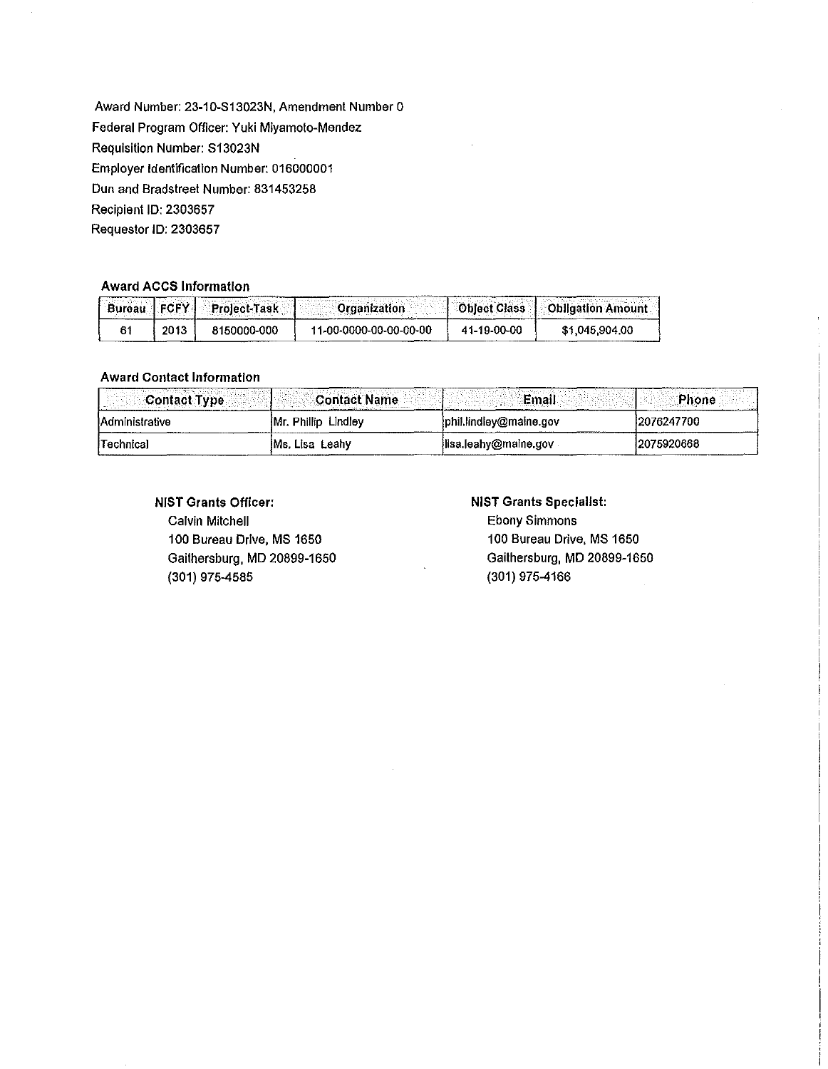Award Number: 23-10-S13023N, Amendment Number 0
Federal Program Officer: Yuki Miyamoto-Mendez
Requisition Number: S13023N
Employer Identification Number: 016000001
Dun and Bradstreet Number: 831453258
Recipient ID: 2303657
Requestor ID: 2303657

### Award ACCS Information

| Bureau | FCFY | Project-Task | Organization | Object Class | Obligation Amount |
|---|---|---|---|---|---|
| 61 | 2013 | 8150000-000 | 11-00-0000-00-00-00-00 | 41-19-00-00 | $1,045,904.00 |

### Award Contact Information

| Contact Type | Contact Name | Email | Phone |
|---|---|---|---|
| Administrative | Mr. Phillip Lindley | phil.lindley@maine.gov | 2076247700 |
| Technical | Ms. Lisa Leahy | lisa.leahy@maine.gov | 2075920668 |

**NIST Grants Officer:**
Calvin Mitchell
100 Bureau Drive, MS 1650
Gaithersburg, MD 20899-1650
(301) 975-4585

**NIST Grants Specialist:**
Ebony Simmons
100 Bureau Drive, MS 1650
Gaithersburg, MD 20899-1650
(301) 975-4166